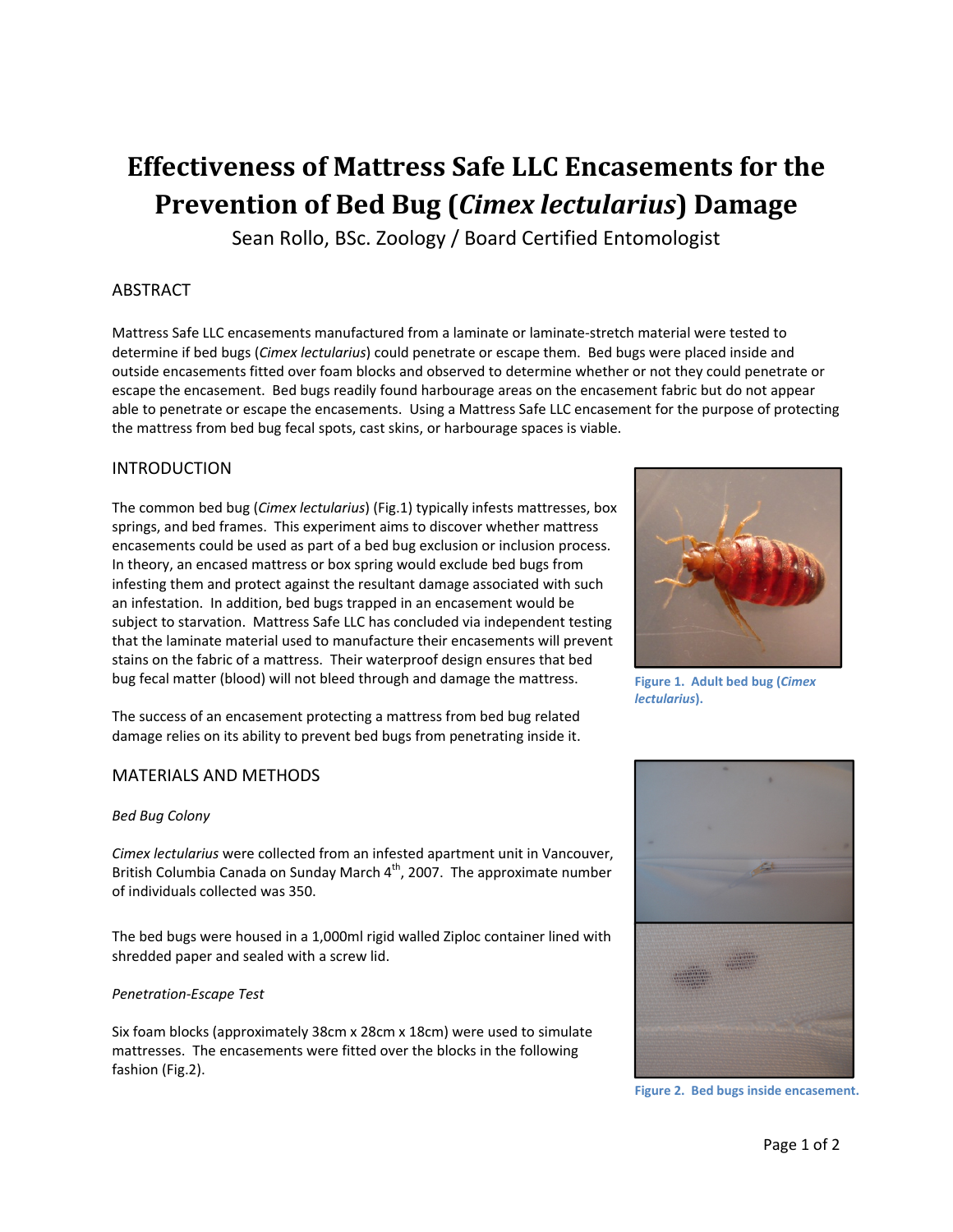# Effectiveness of Mattress Safe LLC Encasements for the Prevention of Bed Bug (*Cimex lectularius*) Damage

Sean Rollo, BSc. Zoology / Board Certified Entomologist

## ABSTRACT

Mattress Safe LLC encasements manufactured from a laminate or laminate-stretch material were tested to determine if bed bugs (*Cimex lectularius*) could penetrate or escape them. Bed bugs were placed inside and outside encasements fitted over foam blocks and observed to determine whether or not they could penetrate or escape the encasement. Bed bugs readily found harbourage areas on the encasement fabric but do not appear able to penetrate or escape the encasements. Using a Mattress Safe LLC encasement for the purpose of protecting the mattress from bed bug fecal spots, cast skins, or harbourage spaces is viable.

## INTRODUCTION

The common bed bug (*Cimex lectularius*) (Fig.1) typically infests mattresses, box springs, and bed frames. This experiment aims to discover whether mattress encasements could be used as part of a bed bug exclusion or inclusion process. In theory, an encased mattress or box spring would exclude bed bugs from infesting them and protect against the resultant damage associated with such an infestation. In addition, bed bugs trapped in an encasement would be subject to starvation. Mattress Safe LLC has concluded via independent testing that the laminate material used to manufacture their encasements will prevent stains on the fabric of a mattress. Their waterproof design ensures that bed bug fecal matter (blood) will not bleed through and damage the mattress.

**Figure 1. Adult bed bug (*Cimex lectularius*).**

The success of an encasement protecting a mattress from bed bug related damage relies on its ability to prevent bed bugs from penetrating inside it.

## MATERIALS AND METHODS

*Bed Bug Colony*

*Cimex lectularius* were collected from an infested apartment unit in Vancouver, British Columbia Canada on Sunday March 4th, 2007. The approximate number of individuals collected was 350.

The bed bugs were housed in a 1,000ml rigid walled Ziploc container lined with shredded paper and sealed with a screw lid.

*Penetration-Escape Test*

Six foam blocks (approximately 38cm x 28cm x 18cm) were used to simulate mattresses. The encasements were fitted over the blocks in the following fashion (Fig.2).

**Figure 2. Bed bugs inside encasement.**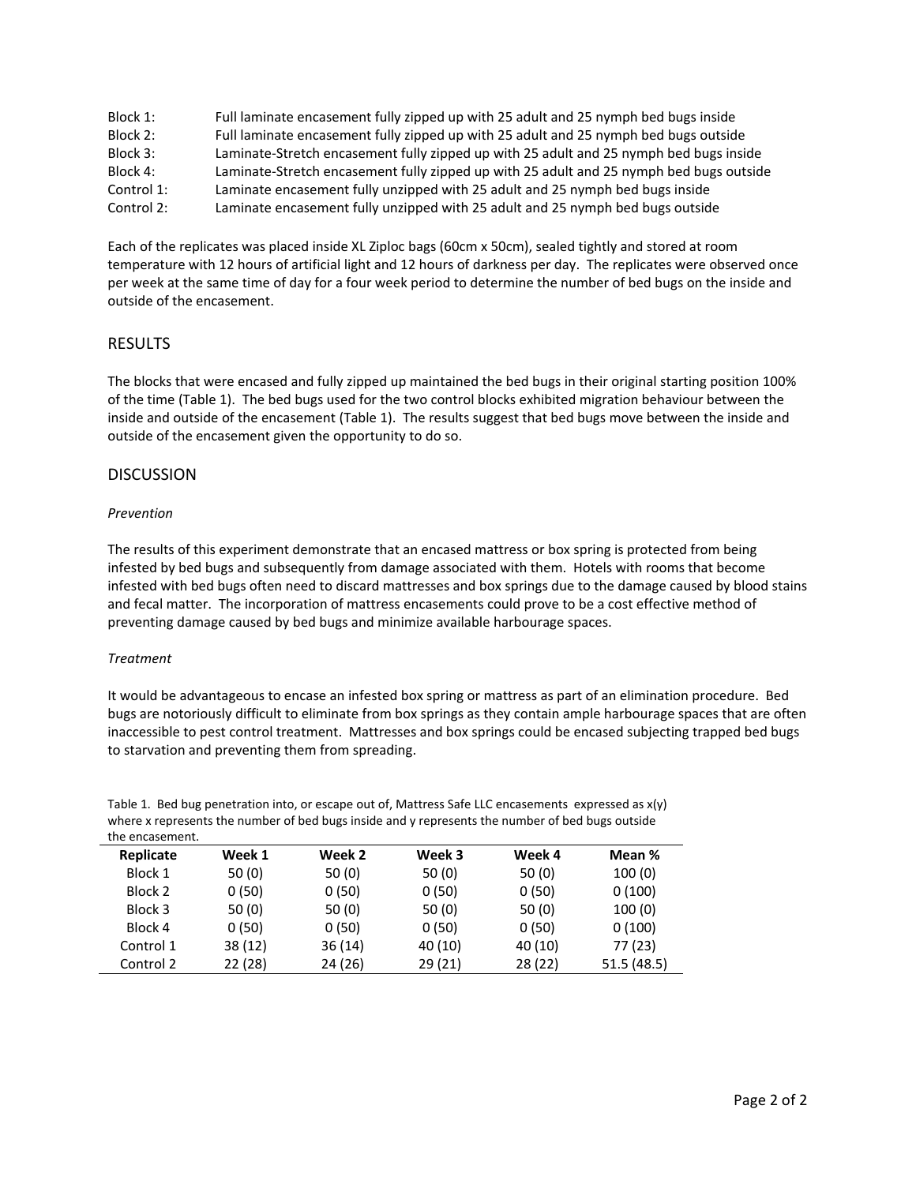Block 1: Full laminate encasement fully zipped up with 25 adult and 25 nymph bed bugs inside
Block 2: Full laminate encasement fully zipped up with 25 adult and 25 nymph bed bugs outside
Block 3: Laminate-Stretch encasement fully zipped up with 25 adult and 25 nymph bed bugs inside
Block 4: Laminate-Stretch encasement fully zipped up with 25 adult and 25 nymph bed bugs outside
Control 1: Laminate encasement fully unzipped with 25 adult and 25 nymph bed bugs inside
Control 2: Laminate encasement fully unzipped with 25 adult and 25 nymph bed bugs outside

Each of the replicates was placed inside XL Ziploc bags (60cm x 50cm), sealed tightly and stored at room temperature with 12 hours of artificial light and 12 hours of darkness per day. The replicates were observed once per week at the same time of day for a four week period to determine the number of bed bugs on the inside and outside of the encasement.

## RESULTS

The blocks that were encased and fully zipped up maintained the bed bugs in their original starting position 100% of the time (Table 1). The bed bugs used for the two control blocks exhibited migration behaviour between the inside and outside of the encasement (Table 1). The results suggest that bed bugs move between the inside and outside of the encasement given the opportunity to do so.

## DISCUSSION

*Prevention*

The results of this experiment demonstrate that an encased mattress or box spring is protected from being infested by bed bugs and subsequently from damage associated with them. Hotels with rooms that become infested with bed bugs often need to discard mattresses and box springs due to the damage caused by blood stains and fecal matter. The incorporation of mattress encasements could prove to be a cost effective method of preventing damage caused by bed bugs and minimize available harbourage spaces.

*Treatment*

It would be advantageous to encase an infested box spring or mattress as part of an elimination procedure. Bed bugs are notoriously difficult to eliminate from box springs as they contain ample harbourage spaces that are often inaccessible to pest control treatment. Mattresses and box springs could be encased subjecting trapped bed bugs to starvation and preventing them from spreading.

Table 1. Bed bug penetration into, or escape out of, Mattress Safe LLC encasements expressed as x(y) where x represents the number of bed bugs inside and y represents the number of bed bugs outside the encasement.

| Replicate | Week 1 | Week 2 | Week 3 | Week 4 | Mean % |
|---|---|---|---|---|---|
| Block 1 | 50 (0) | 50 (0) | 50 (0) | 50 (0) | 100 (0) |
| Block 2 | 0 (50) | 0 (50) | 0 (50) | 0 (50) | 0 (100) |
| Block 3 | 50 (0) | 50 (0) | 50 (0) | 50 (0) | 100 (0) |
| Block 4 | 0 (50) | 0 (50) | 0 (50) | 0 (50) | 0 (100) |
| Control 1 | 38 (12) | 36 (14) | 40 (10) | 40 (10) | 77 (23) |
| Control 2 | 22 (28) | 24 (26) | 29 (21) | 28 (22) | 51.5 (48.5) |